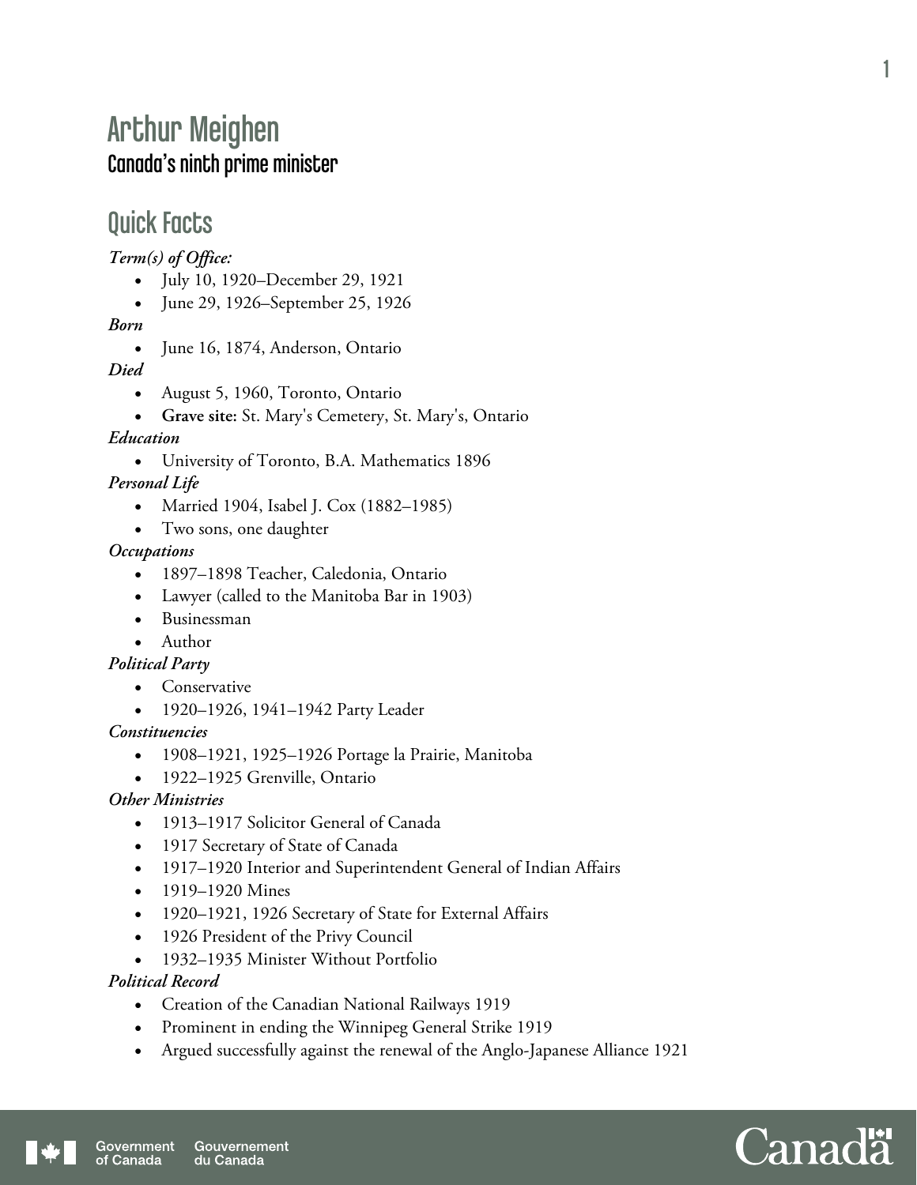# Arthur Meighen

### Canada's ninth prime minister

## Quick Facts

***Term(s) of Office:***

- July 10, 1920–December 29, 1921
- June 29, 1926–September 25, 1926

***Born***

- June 16, 1874, Anderson, Ontario

***Died***

- August 5, 1960, Toronto, Ontario
- **Grave site:** St. Mary's Cemetery, St. Mary's, Ontario

***Education***

- University of Toronto, B.A. Mathematics 1896

***Personal Life***

- Married 1904, Isabel J. Cox (1882–1985)
- Two sons, one daughter

***Occupations***

- 1897–1898 Teacher, Caledonia, Ontario
- Lawyer (called to the Manitoba Bar in 1903)
- Businessman
- Author

***Political Party***

- Conservative
- 1920–1926, 1941–1942 Party Leader

***Constituencies***

- 1908–1921, 1925–1926 Portage la Prairie, Manitoba
- 1922–1925 Grenville, Ontario

***Other Ministries***

- 1913–1917 Solicitor General of Canada
- 1917 Secretary of State of Canada
- 1917–1920 Interior and Superintendent General of Indian Affairs
- 1919–1920 Mines
- 1920–1921, 1926 Secretary of State for External Affairs
- 1926 President of the Privy Council
- 1932–1935 Minister Without Portfolio

***Political Record***

- Creation of the Canadian National Railways 1919
- Prominent in ending the Winnipeg General Strike 1919
- Argued successfully against the renewal of the Anglo-Japanese Alliance 1921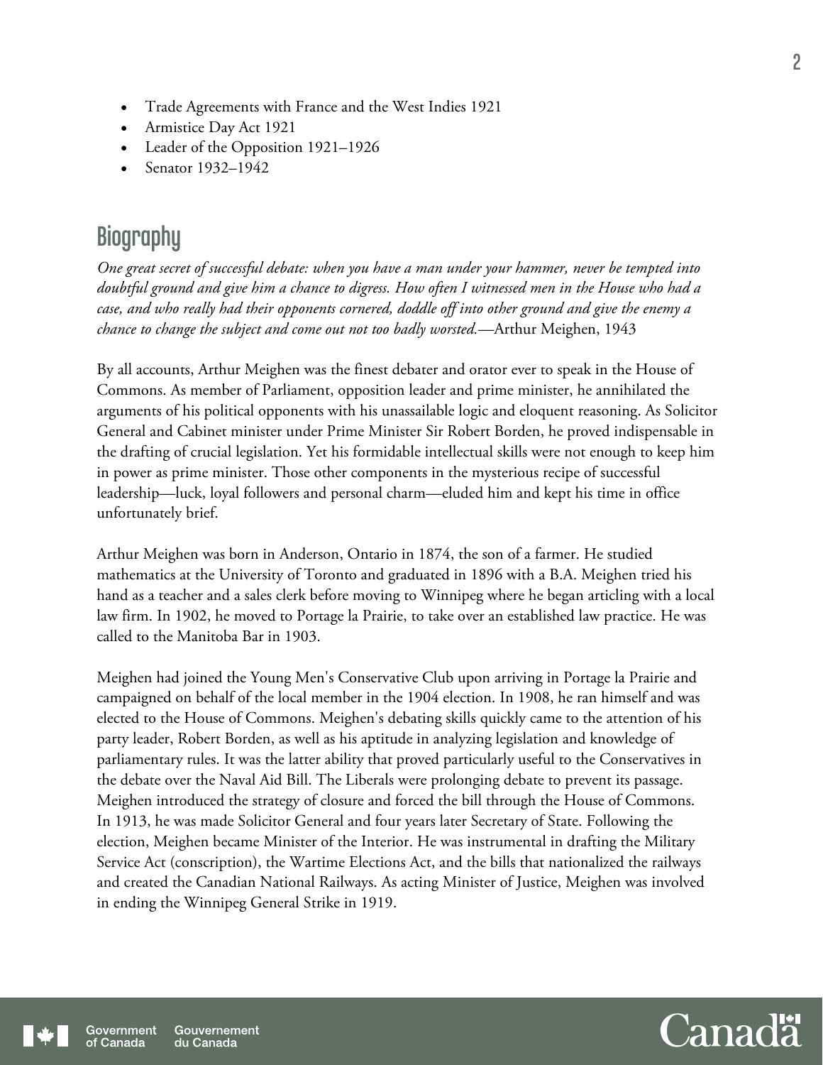- Trade Agreements with France and the West Indies 1921
- Armistice Day Act 1921
- Leader of the Opposition 1921–1926
- Senator 1932–1942

## Biography

*One great secret of successful debate: when you have a man under your hammer, never be tempted into doubtful ground and give him a chance to digress. How often I witnessed men in the House who had a case, and who really had their opponents cornered, doddle off into other ground and give the enemy a chance to change the subject and come out not too badly worsted.*—Arthur Meighen, 1943

By all accounts, Arthur Meighen was the finest debater and orator ever to speak in the House of Commons. As member of Parliament, opposition leader and prime minister, he annihilated the arguments of his political opponents with his unassailable logic and eloquent reasoning. As Solicitor General and Cabinet minister under Prime Minister Sir Robert Borden, he proved indispensable in the drafting of crucial legislation. Yet his formidable intellectual skills were not enough to keep him in power as prime minister. Those other components in the mysterious recipe of successful leadership—luck, loyal followers and personal charm—eluded him and kept his time in office unfortunately brief.

Arthur Meighen was born in Anderson, Ontario in 1874, the son of a farmer. He studied mathematics at the University of Toronto and graduated in 1896 with a B.A. Meighen tried his hand as a teacher and a sales clerk before moving to Winnipeg where he began articling with a local law firm. In 1902, he moved to Portage la Prairie, to take over an established law practice. He was called to the Manitoba Bar in 1903.

Meighen had joined the Young Men's Conservative Club upon arriving in Portage la Prairie and campaigned on behalf of the local member in the 1904 election. In 1908, he ran himself and was elected to the House of Commons. Meighen's debating skills quickly came to the attention of his party leader, Robert Borden, as well as his aptitude in analyzing legislation and knowledge of parliamentary rules. It was the latter ability that proved particularly useful to the Conservatives in the debate over the Naval Aid Bill. The Liberals were prolonging debate to prevent its passage. Meighen introduced the strategy of closure and forced the bill through the House of Commons. In 1913, he was made Solicitor General and four years later Secretary of State. Following the election, Meighen became Minister of the Interior. He was instrumental in drafting the Military Service Act (conscription), the Wartime Elections Act, and the bills that nationalized the railways and created the Canadian National Railways. As acting Minister of Justice, Meighen was involved in ending the Winnipeg General Strike in 1919.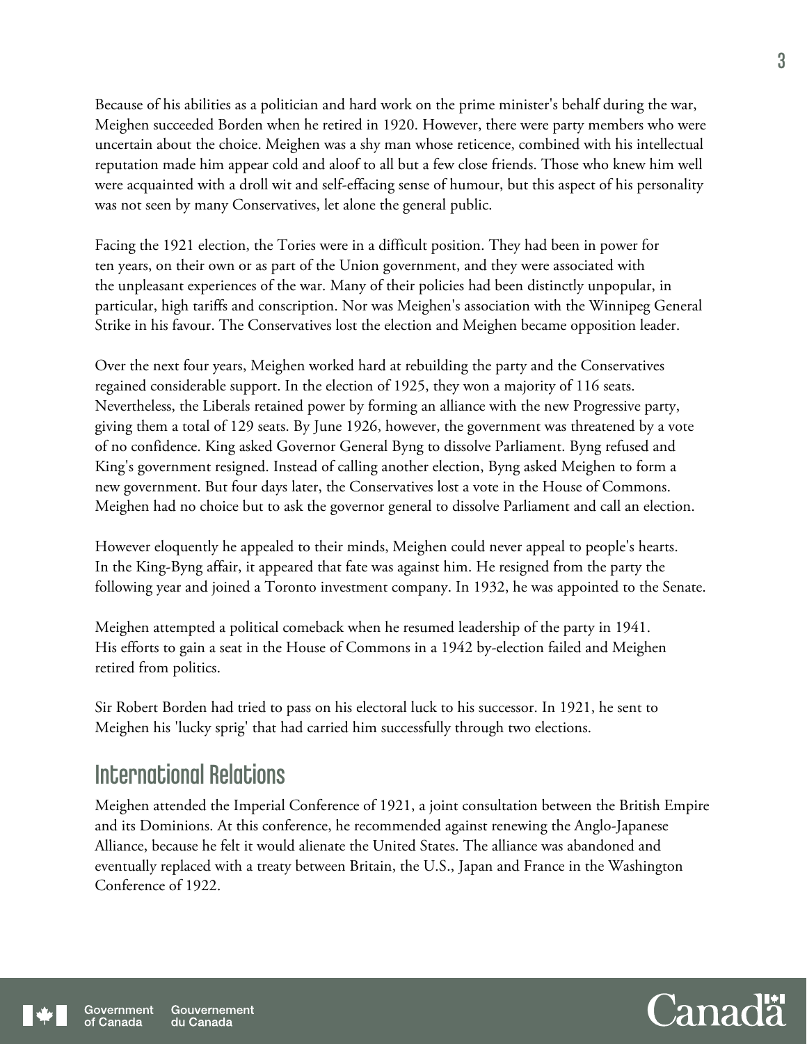Because of his abilities as a politician and hard work on the prime minister's behalf during the war, Meighen succeeded Borden when he retired in 1920. However, there were party members who were uncertain about the choice. Meighen was a shy man whose reticence, combined with his intellectual reputation made him appear cold and aloof to all but a few close friends. Those who knew him well were acquainted with a droll wit and self-effacing sense of humour, but this aspect of his personality was not seen by many Conservatives, let alone the general public.

Facing the 1921 election, the Tories were in a difficult position. They had been in power for ten years, on their own or as part of the Union government, and they were associated with the unpleasant experiences of the war. Many of their policies had been distinctly unpopular, in particular, high tariffs and conscription. Nor was Meighen's association with the Winnipeg General Strike in his favour. The Conservatives lost the election and Meighen became opposition leader.

Over the next four years, Meighen worked hard at rebuilding the party and the Conservatives regained considerable support. In the election of 1925, they won a majority of 116 seats. Nevertheless, the Liberals retained power by forming an alliance with the new Progressive party, giving them a total of 129 seats. By June 1926, however, the government was threatened by a vote of no confidence. King asked Governor General Byng to dissolve Parliament. Byng refused and King's government resigned. Instead of calling another election, Byng asked Meighen to form a new government. But four days later, the Conservatives lost a vote in the House of Commons. Meighen had no choice but to ask the governor general to dissolve Parliament and call an election.

However eloquently he appealed to their minds, Meighen could never appeal to people's hearts. In the King-Byng affair, it appeared that fate was against him. He resigned from the party the following year and joined a Toronto investment company. In 1932, he was appointed to the Senate.

Meighen attempted a political comeback when he resumed leadership of the party in 1941. His efforts to gain a seat in the House of Commons in a 1942 by-election failed and Meighen retired from politics.

Sir Robert Borden had tried to pass on his electoral luck to his successor. In 1921, he sent to Meighen his 'lucky sprig' that had carried him successfully through two elections.

## International Relations

Meighen attended the Imperial Conference of 1921, a joint consultation between the British Empire and its Dominions. At this conference, he recommended against renewing the Anglo-Japanese Alliance, because he felt it would alienate the United States. The alliance was abandoned and eventually replaced with a treaty between Britain, the U.S., Japan and France in the Washington Conference of 1922.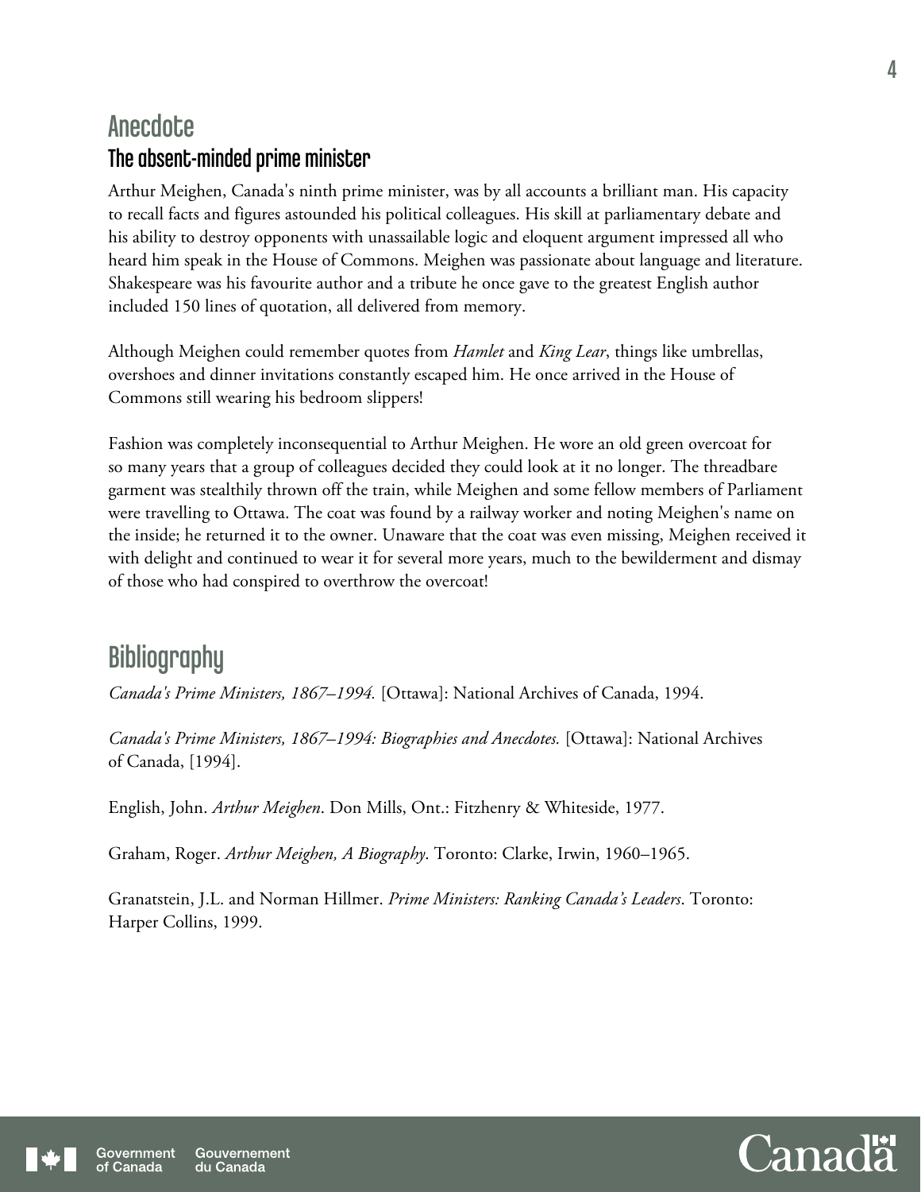## Anecdote

### The absent-minded prime minister

Arthur Meighen, Canada's ninth prime minister, was by all accounts a brilliant man. His capacity to recall facts and figures astounded his political colleagues. His skill at parliamentary debate and his ability to destroy opponents with unassailable logic and eloquent argument impressed all who heard him speak in the House of Commons. Meighen was passionate about language and literature. Shakespeare was his favourite author and a tribute he once gave to the greatest English author included 150 lines of quotation, all delivered from memory.

Although Meighen could remember quotes from *Hamlet* and *King Lear*, things like umbrellas, overshoes and dinner invitations constantly escaped him. He once arrived in the House of Commons still wearing his bedroom slippers!

Fashion was completely inconsequential to Arthur Meighen. He wore an old green overcoat for so many years that a group of colleagues decided they could look at it no longer. The threadbare garment was stealthily thrown off the train, while Meighen and some fellow members of Parliament were travelling to Ottawa. The coat was found by a railway worker and noting Meighen's name on the inside; he returned it to the owner. Unaware that the coat was even missing, Meighen received it with delight and continued to wear it for several more years, much to the bewilderment and dismay of those who had conspired to overthrow the overcoat!

## Bibliography

*Canada's Prime Ministers, 1867–1994.* [Ottawa]: National Archives of Canada, 1994.

*Canada's Prime Ministers, 1867–1994: Biographies and Anecdotes.* [Ottawa]: National Archives of Canada, [1994].

English, John. *Arthur Meighen*. Don Mills, Ont.: Fitzhenry & Whiteside, 1977.

Graham, Roger. *Arthur Meighen, A Biography*. Toronto: Clarke, Irwin, 1960–1965.

Granatstein, J.L. and Norman Hillmer. *Prime Ministers: Ranking Canada's Leaders*. Toronto: Harper Collins, 1999.